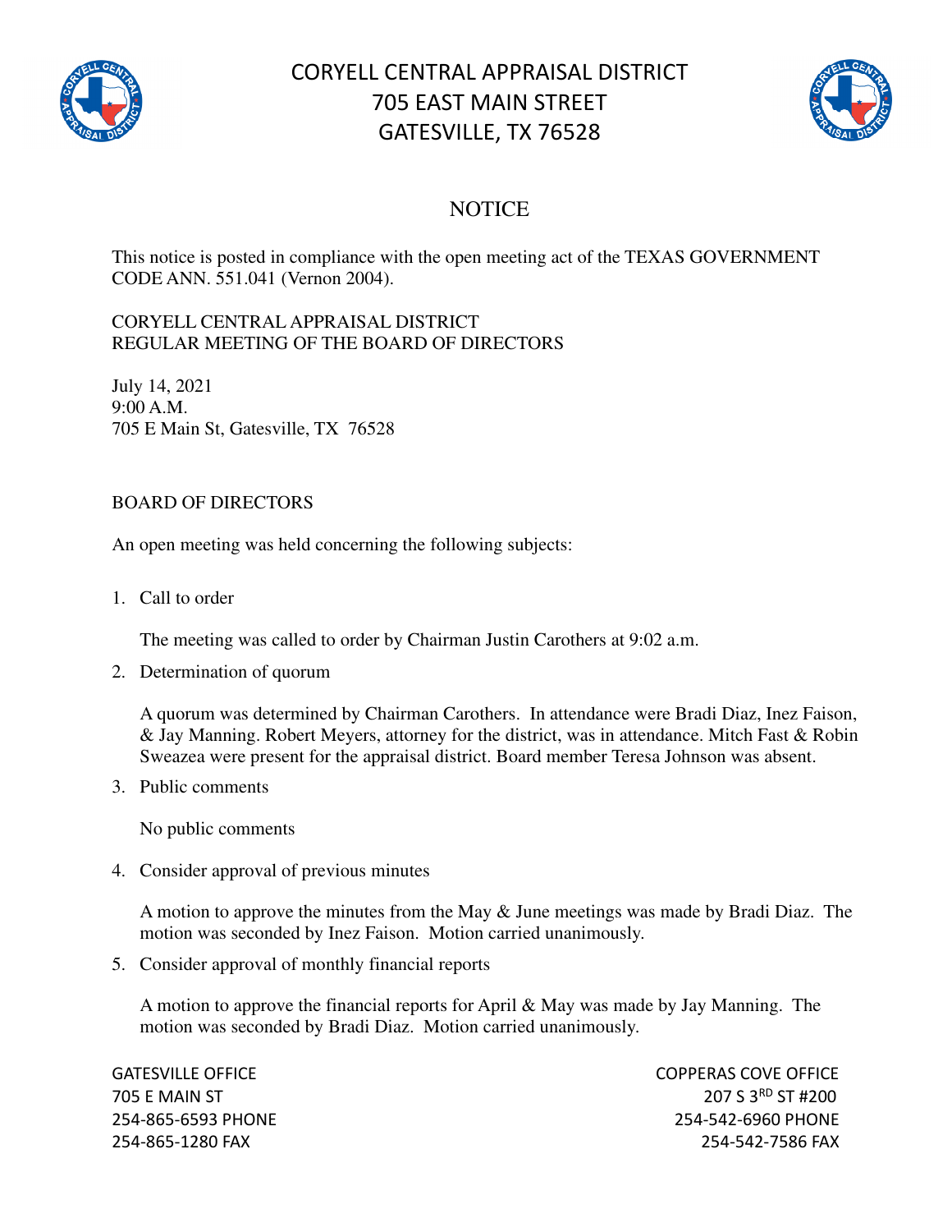# CORYELL CENTRAL APPRAISAL DISTRICT
# 705 EAST MAIN STREET
# GATESVILLE, TX 76528

## NOTICE

This notice is posted in compliance with the open meeting act of the TEXAS GOVERNMENT CODE ANN. 551.041 (Vernon 2004).

CORYELL CENTRAL APPRAISAL DISTRICT
REGULAR MEETING OF THE BOARD OF DIRECTORS

July 14, 2021
9:00 A.M.
705 E Main St, Gatesville, TX 76528

BOARD OF DIRECTORS

An open meeting was held concerning the following subjects:

1. Call to order

   The meeting was called to order by Chairman Justin Carothers at 9:02 a.m.

2. Determination of quorum

   A quorum was determined by Chairman Carothers. In attendance were Bradi Diaz, Inez Faison, & Jay Manning. Robert Meyers, attorney for the district, was in attendance. Mitch Fast & Robin Sweazea were present for the appraisal district. Board member Teresa Johnson was absent.

3. Public comments

   No public comments

4. Consider approval of previous minutes

   A motion to approve the minutes from the May & June meetings was made by Bradi Diaz. The motion was seconded by Inez Faison. Motion carried unanimously.

5. Consider approval of monthly financial reports

   A motion to approve the financial reports for April & May was made by Jay Manning. The motion was seconded by Bradi Diaz. Motion carried unanimously.

GATESVILLE OFFICE
705 E MAIN ST
254-865-6593 PHONE
254-865-1280 FAX

COPPERAS COVE OFFICE
207 S 3RD ST #200
254-542-6960 PHONE
254-542-7586 FAX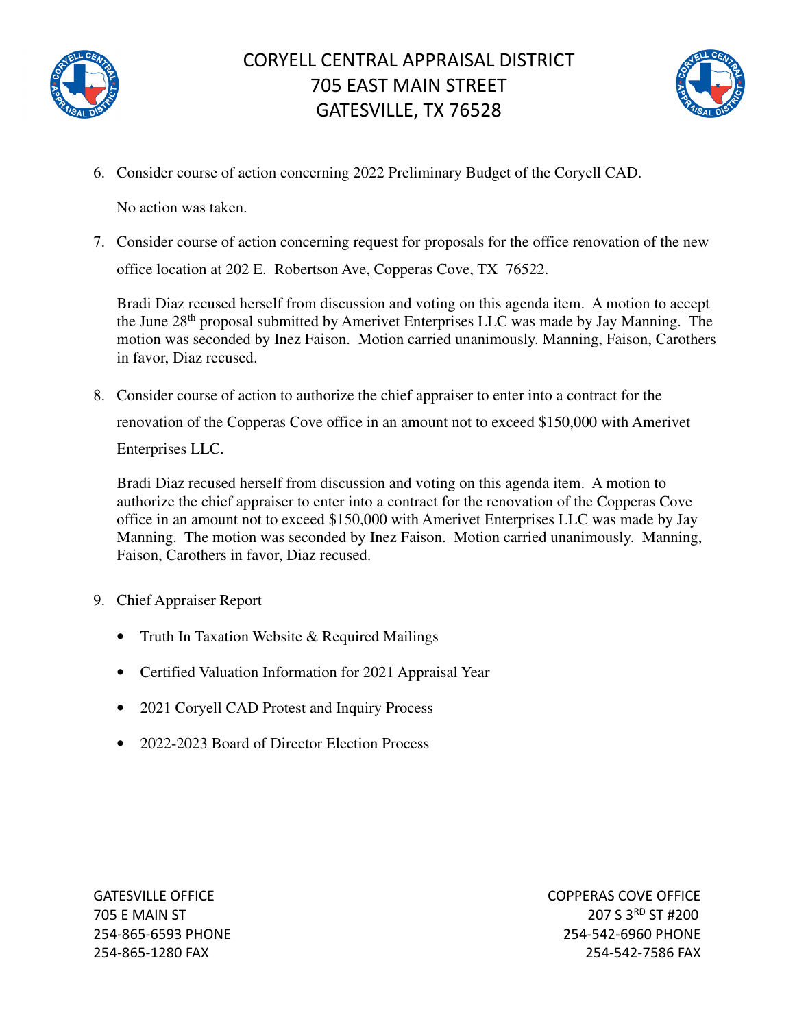6. Consider course of action concerning 2022 Preliminary Budget of the Coryell CAD.

   No action was taken.

7. Consider course of action concerning request for proposals for the office renovation of the new office location at 202 E. Robertson Ave, Copperas Cove, TX 76522.

   Bradi Diaz recused herself from discussion and voting on this agenda item. A motion to accept the June 28th proposal submitted by Amerivet Enterprises LLC was made by Jay Manning. The motion was seconded by Inez Faison. Motion carried unanimously. Manning, Faison, Carothers in favor, Diaz recused.

8. Consider course of action to authorize the chief appraiser to enter into a contract for the renovation of the Copperas Cove office in an amount not to exceed $150,000 with Amerivet Enterprises LLC.

   Bradi Diaz recused herself from discussion and voting on this agenda item. A motion to authorize the chief appraiser to enter into a contract for the renovation of the Copperas Cove office in an amount not to exceed $150,000 with Amerivet Enterprises LLC was made by Jay Manning. The motion was seconded by Inez Faison. Motion carried unanimously. Manning, Faison, Carothers in favor, Diaz recused.

9. Chief Appraiser Report

   - Truth In Taxation Website & Required Mailings
   - Certified Valuation Information for 2021 Appraisal Year
   - 2021 Coryell CAD Protest and Inquiry Process
   - 2022-2023 Board of Director Election Process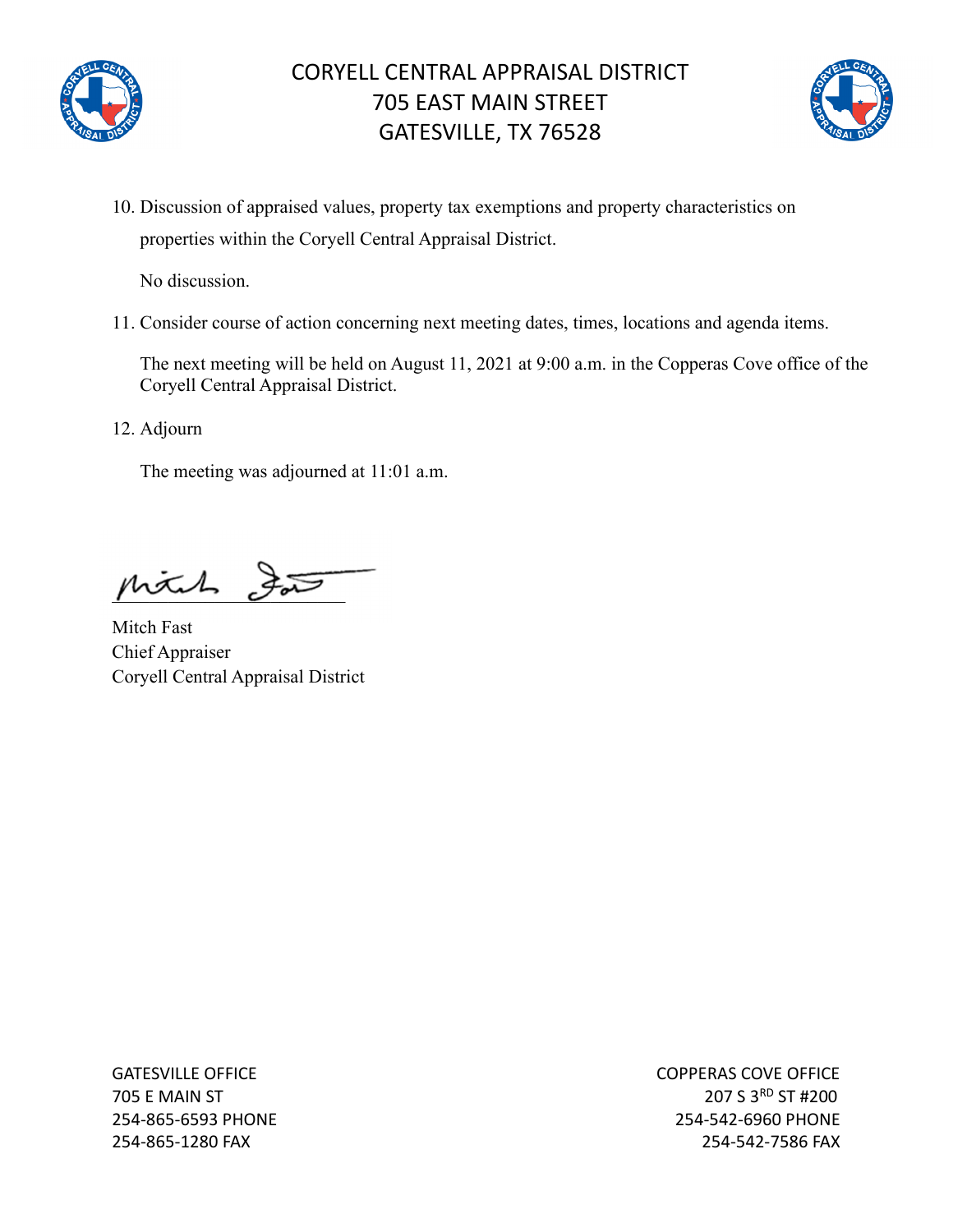# CORYELL CENTRAL APPRAISAL DISTRICT
## 705 EAST MAIN STREET
## GATESVILLE, TX 76528

10. Discussion of appraised values, property tax exemptions and property characteristics on properties within the Coryell Central Appraisal District.

    No discussion.

11. Consider course of action concerning next meeting dates, times, locations and agenda items.

    The next meeting will be held on August 11, 2021 at 9:00 a.m. in the Copperas Cove office of the Coryell Central Appraisal District.

12. Adjourn

    The meeting was adjourned at 11:01 a.m.

Mitch Fast
Chief Appraiser
Coryell Central Appraisal District

GATESVILLE OFFICE
705 E MAIN ST
254-865-6593 PHONE
254-865-1280 FAX

COPPERAS COVE OFFICE
207 S 3RD ST #200
254-542-6960 PHONE
254-542-7586 FAX